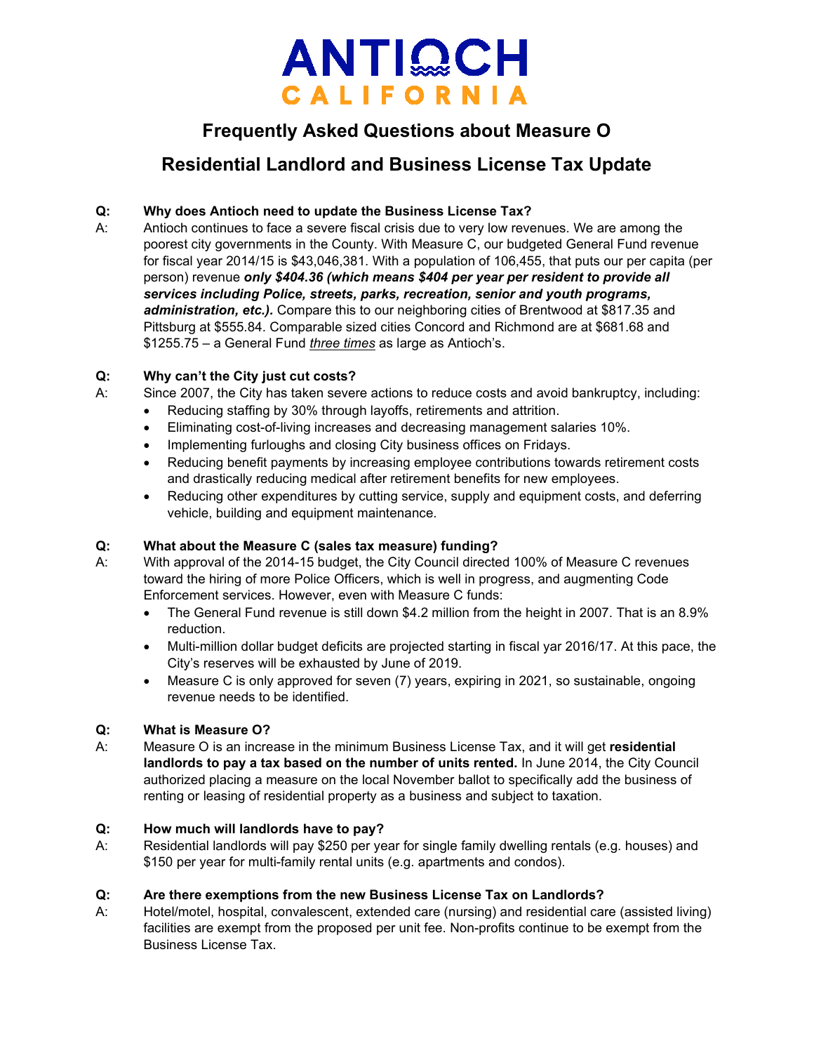# ANTIOCH CALIFORNIA

## Frequently Asked Questions about Measure O

## Residential Landlord and Business License Tax Update

**Q: Why does Antioch need to update the Business License Tax?**

A: Antioch continues to face a severe fiscal crisis due to very low revenues. We are among the poorest city governments in the County. With Measure C, our budgeted General Fund revenue for fiscal year 2014/15 is $43,046,381. With a population of 106,455, that puts our per capita (per person) revenue ***only $404.36 (which means $404 per year per resident to provide all services including Police, streets, parks, recreation, senior and youth programs, administration, etc.).*** Compare this to our neighboring cities of Brentwood at $817.35 and Pittsburg at $555.84. Comparable sized cities Concord and Richmond are at $681.68 and $1255.75 – a General Fund <u>three times</u> as large as Antioch's.

**Q: Why can't the City just cut costs?**

A: Since 2007, the City has taken severe actions to reduce costs and avoid bankruptcy, including:

- Reducing staffing by 30% through layoffs, retirements and attrition.
- Eliminating cost-of-living increases and decreasing management salaries 10%.
- Implementing furloughs and closing City business offices on Fridays.
- Reducing benefit payments by increasing employee contributions towards retirement costs and drastically reducing medical after retirement benefits for new employees.
- Reducing other expenditures by cutting service, supply and equipment costs, and deferring vehicle, building and equipment maintenance.

**Q: What about the Measure C (sales tax measure) funding?**

A: With approval of the 2014-15 budget, the City Council directed 100% of Measure C revenues toward the hiring of more Police Officers, which is well in progress, and augmenting Code Enforcement services. However, even with Measure C funds:

- The General Fund revenue is still down $4.2 million from the height in 2007. That is an 8.9% reduction.
- Multi-million dollar budget deficits are projected starting in fiscal yar 2016/17. At this pace, the City's reserves will be exhausted by June of 2019.
- Measure C is only approved for seven (7) years, expiring in 2021, so sustainable, ongoing revenue needs to be identified.

**Q: What is Measure O?**

A: Measure O is an increase in the minimum Business License Tax, and it will get **residential landlords to pay a tax based on the number of units rented.** In June 2014, the City Council authorized placing a measure on the local November ballot to specifically add the business of renting or leasing of residential property as a business and subject to taxation.

**Q: How much will landlords have to pay?**

A: Residential landlords will pay $250 per year for single family dwelling rentals (e.g. houses) and $150 per year for multi-family rental units (e.g. apartments and condos).

**Q: Are there exemptions from the new Business License Tax on Landlords?**

A: Hotel/motel, hospital, convalescent, extended care (nursing) and residential care (assisted living) facilities are exempt from the proposed per unit fee. Non-profits continue to be exempt from the Business License Tax.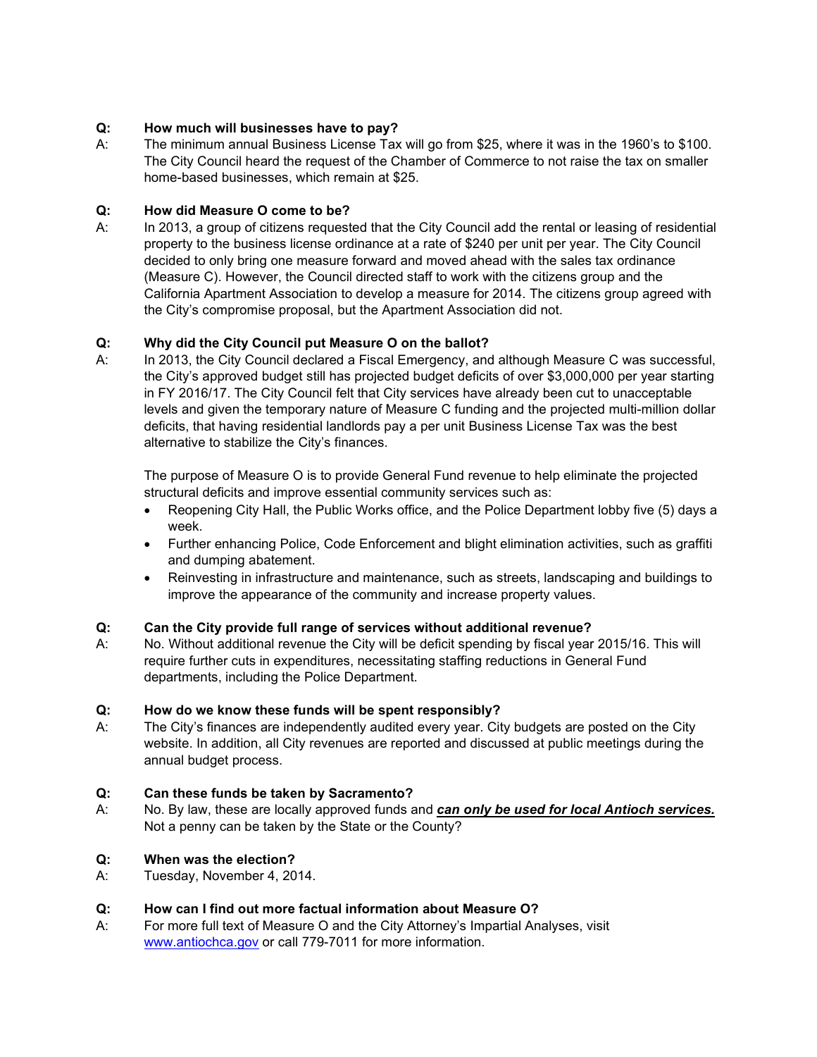**Q: How much will businesses have to pay?**

A: The minimum annual Business License Tax will go from $25, where it was in the 1960's to $100. The City Council heard the request of the Chamber of Commerce to not raise the tax on smaller home-based businesses, which remain at $25.

**Q: How did Measure O come to be?**

A: In 2013, a group of citizens requested that the City Council add the rental or leasing of residential property to the business license ordinance at a rate of $240 per unit per year. The City Council decided to only bring one measure forward and moved ahead with the sales tax ordinance (Measure C). However, the Council directed staff to work with the citizens group and the California Apartment Association to develop a measure for 2014. The citizens group agreed with the City's compromise proposal, but the Apartment Association did not.

**Q: Why did the City Council put Measure O on the ballot?**

A: In 2013, the City Council declared a Fiscal Emergency, and although Measure C was successful, the City's approved budget still has projected budget deficits of over $3,000,000 per year starting in FY 2016/17. The City Council felt that City services have already been cut to unacceptable levels and given the temporary nature of Measure C funding and the projected multi-million dollar deficits, that having residential landlords pay a per unit Business License Tax was the best alternative to stabilize the City's finances.

The purpose of Measure O is to provide General Fund revenue to help eliminate the projected structural deficits and improve essential community services such as:

- Reopening City Hall, the Public Works office, and the Police Department lobby five (5) days a week.
- Further enhancing Police, Code Enforcement and blight elimination activities, such as graffiti and dumping abatement.
- Reinvesting in infrastructure and maintenance, such as streets, landscaping and buildings to improve the appearance of the community and increase property values.

**Q: Can the City provide full range of services without additional revenue?**

A: No. Without additional revenue the City will be deficit spending by fiscal year 2015/16. This will require further cuts in expenditures, necessitating staffing reductions in General Fund departments, including the Police Department.

**Q: How do we know these funds will be spent responsibly?**

A: The City's finances are independently audited every year. City budgets are posted on the City website. In addition, all City revenues are reported and discussed at public meetings during the annual budget process.

**Q: Can these funds be taken by Sacramento?**

A: No. By law, these are locally approved funds and ***<u>can only be used for local Antioch services.</u>*** Not a penny can be taken by the State or the County?

**Q: When was the election?**

A: Tuesday, November 4, 2014.

**Q: How can I find out more factual information about Measure O?**

A: For more full text of Measure O and the City Attorney's Impartial Analyses, visit [www.antiochca.gov](http://www.antiochca.gov) or call 779-7011 for more information.